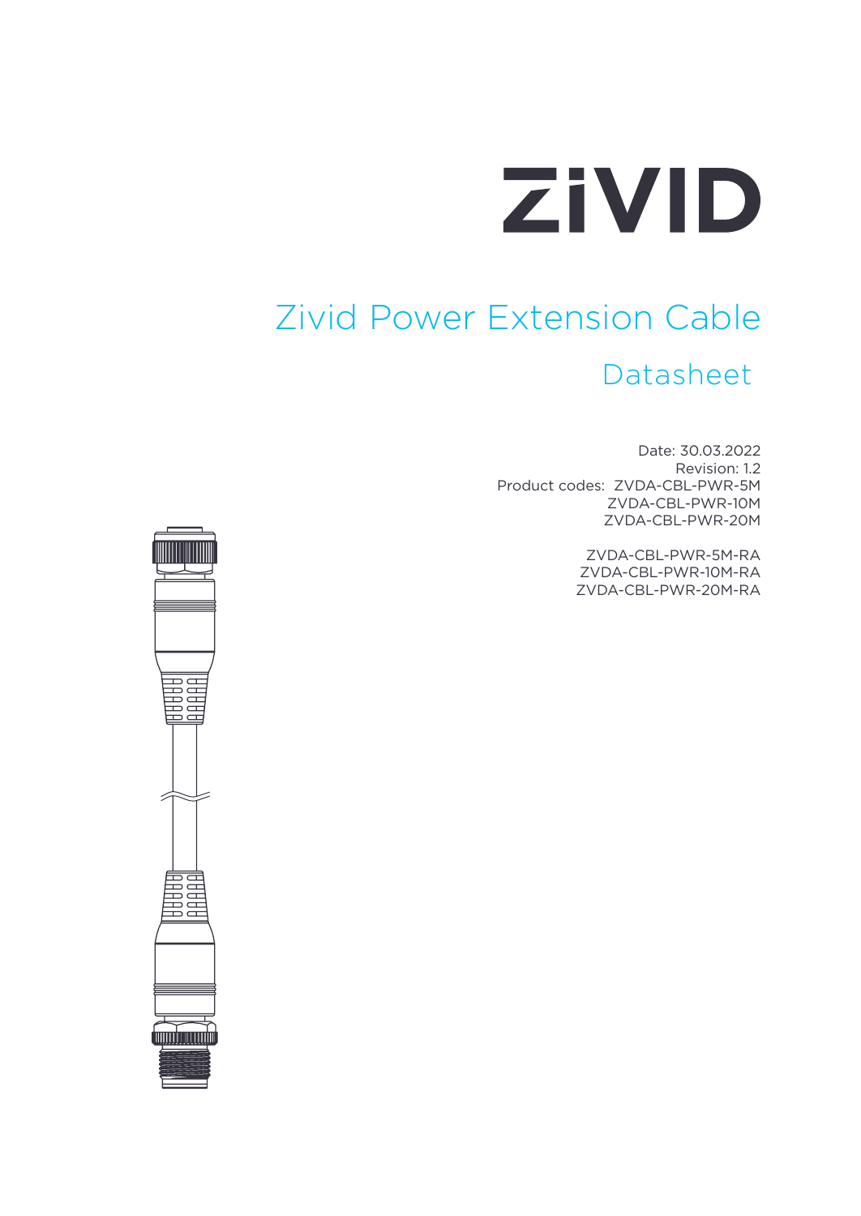ZIVID

# Zivid Power Extension Cable

## Datasheet

Date: 30.03.2022
Revision: 1.2
Product codes: ZVDA-CBL-PWR-5M
ZVDA-CBL-PWR-10M
ZVDA-CBL-PWR-20M

ZVDA-CBL-PWR-5M-RA
ZVDA-CBL-PWR-10M-RA
ZVDA-CBL-PWR-20M-RA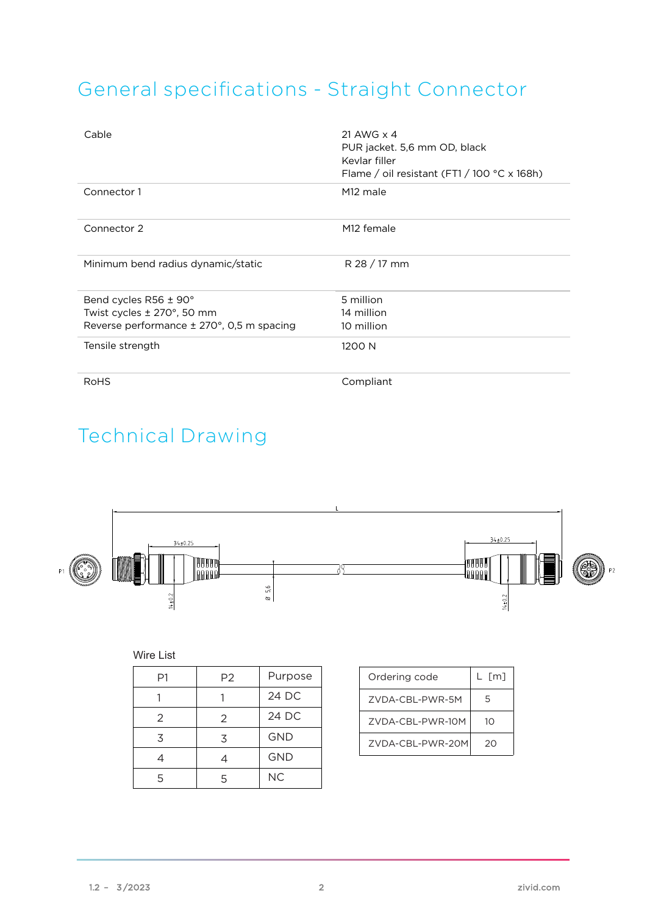# General specifications - Straight Connector

| | |
|---|---|
| Cable | 21 AWG x 4<br>PUR jacket. 5,6 mm OD, black<br>Kevlar filler<br>Flame / oil resistant (FT1 / 100 °C x 168h) |
| Connector 1 | M12 male |
| Connector 2 | M12 female |
| Minimum bend radius dynamic/static | R 28 / 17 mm |
| Bend cycles R56 ± 90°<br>Twist cycles ± 270°, 50 mm<br>Reverse performance ± 270°, 0,5 m spacing | 5 million<br>14 million<br>10 million |
| Tensile strength | 1200 N |
| RoHS | Compliant |

# Technical Drawing

P1 L 34±0.25 14±0.2 Ø 5,6 34±0.25 14±0.2 P2

Wire List

| P1 | P2 | Purpose |
|---|---|---|
| 1 | 1 | 24 DC |
| 2 | 2 | 24 DC |
| 3 | 3 | GND |
| 4 | 4 | GND |
| 5 | 5 | NC |

| Ordering code | L [m] |
|---|---|
| ZVDA-CBL-PWR-5M | 5 |
| ZVDA-CBL-PWR-10M | 10 |
| ZVDA-CBL-PWR-20M | 20 |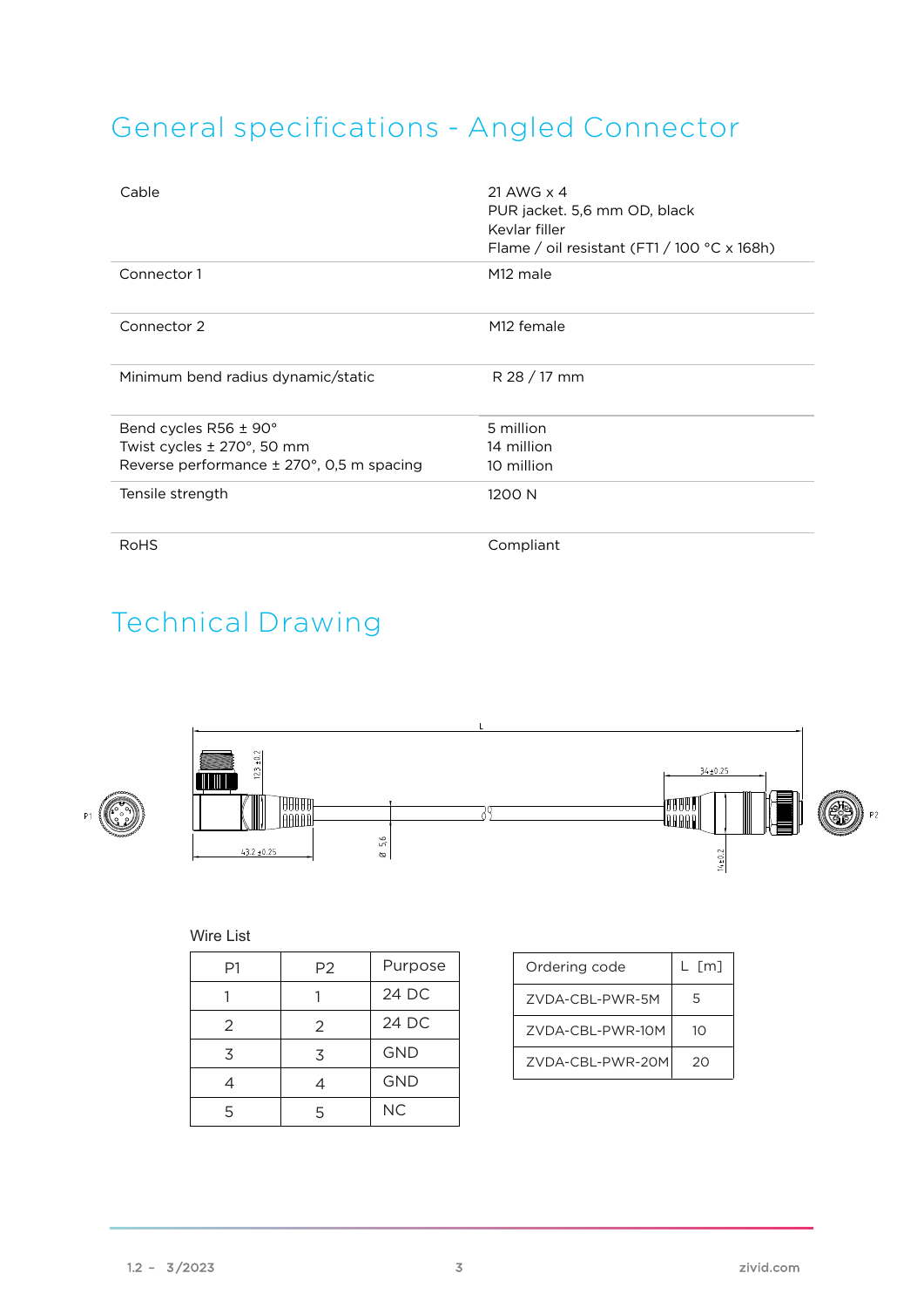# General specifications - Angled Connector

| | |
|---|---|
| Cable | 21 AWG x 4<br>PUR jacket. 5,6 mm OD, black<br>Kevlar filler<br>Flame / oil resistant (FT1 / 100 °C x 168h) |
| Connector 1 | M12 male |
| Connector 2 | M12 female |
| Minimum bend radius dynamic/static | R 28 / 17 mm |
| Bend cycles R56 ± 90°<br>Twist cycles ± 270°, 50 mm<br>Reverse performance ± 270°, 0,5 m spacing | 5 million<br>14 million<br>10 million |
| Tensile strength | 1200 N |
| RoHS | Compliant |

# Technical Drawing

L

12,3 ±0,2

34±0,25

P1

P2

43,2 ±0,25

ø 5,6

14±0,2

Wire List

| P1 | P2 | Purpose |
|---|---|---|
| 1 | 1 | 24 DC |
| 2 | 2 | 24 DC |
| 3 | 3 | GND |
| 4 | 4 | GND |
| 5 | 5 | NC |

| Ordering code | L [m] |
|---|---|
| ZVDA-CBL-PWR-5M | 5 |
| ZVDA-CBL-PWR-10M | 10 |
| ZVDA-CBL-PWR-20M | 20 |